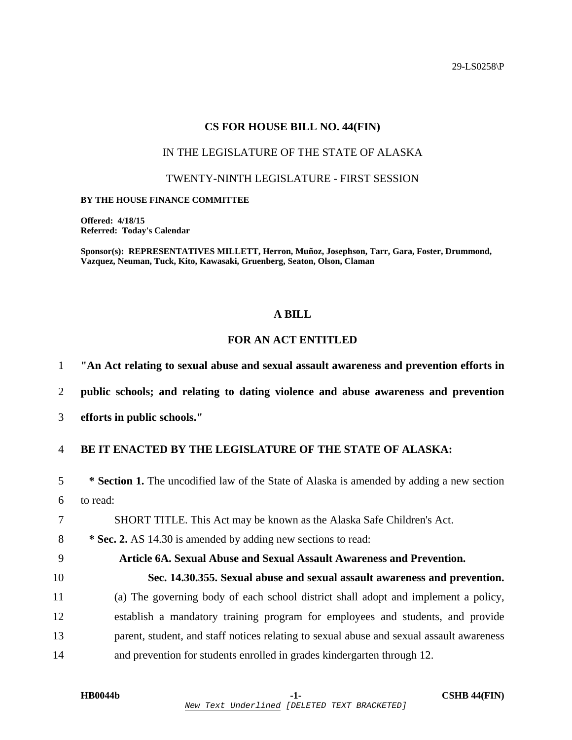29-LS0258\P

# CS FOR HOUSE BILL NO. 44(FIN)

IN THE LEGISLATURE OF THE STATE OF ALASKA

TWENTY-NINTH LEGISLATURE - FIRST SESSION

**BY THE HOUSE FINANCE COMMITTEE**

**Offered: 4/18/15**
**Referred: Today's Calendar**

**Sponsor(s): REPRESENTATIVES MILLETT, Herron, Muñoz, Josephson, Tarr, Gara, Foster, Drummond, Vazquez, Neuman, Tuck, Kito, Kawasaki, Gruenberg, Seaton, Olson, Claman**

## A BILL

## FOR AN ACT ENTITLED

1 **"An Act relating to sexual abuse and sexual assault awareness and prevention efforts in**
2 **public schools; and relating to dating violence and abuse awareness and prevention**
3 **efforts in public schools."**

4 **BE IT ENACTED BY THE LEGISLATURE OF THE STATE OF ALASKA:**

5 **\* Section 1.** The uncodified law of the State of Alaska is amended by adding a new section
6 to read:
7 SHORT TITLE. This Act may be known as the Alaska Safe Children's Act.
8 **\* Sec. 2.** AS 14.30 is amended by adding new sections to read:
9 **Article 6A. Sexual Abuse and Sexual Assault Awareness and Prevention.**
10 **Sec. 14.30.355. Sexual abuse and sexual assault awareness and prevention.**
11 (a) The governing body of each school district shall adopt and implement a policy,
12 establish a mandatory training program for employees and students, and provide
13 parent, student, and staff notices relating to sexual abuse and sexual assault awareness
14 and prevention for students enrolled in grades kindergarten through 12.

HB0044b CSHB 44(FIN)

New Text Underlined [DELETED TEXT BRACKETED]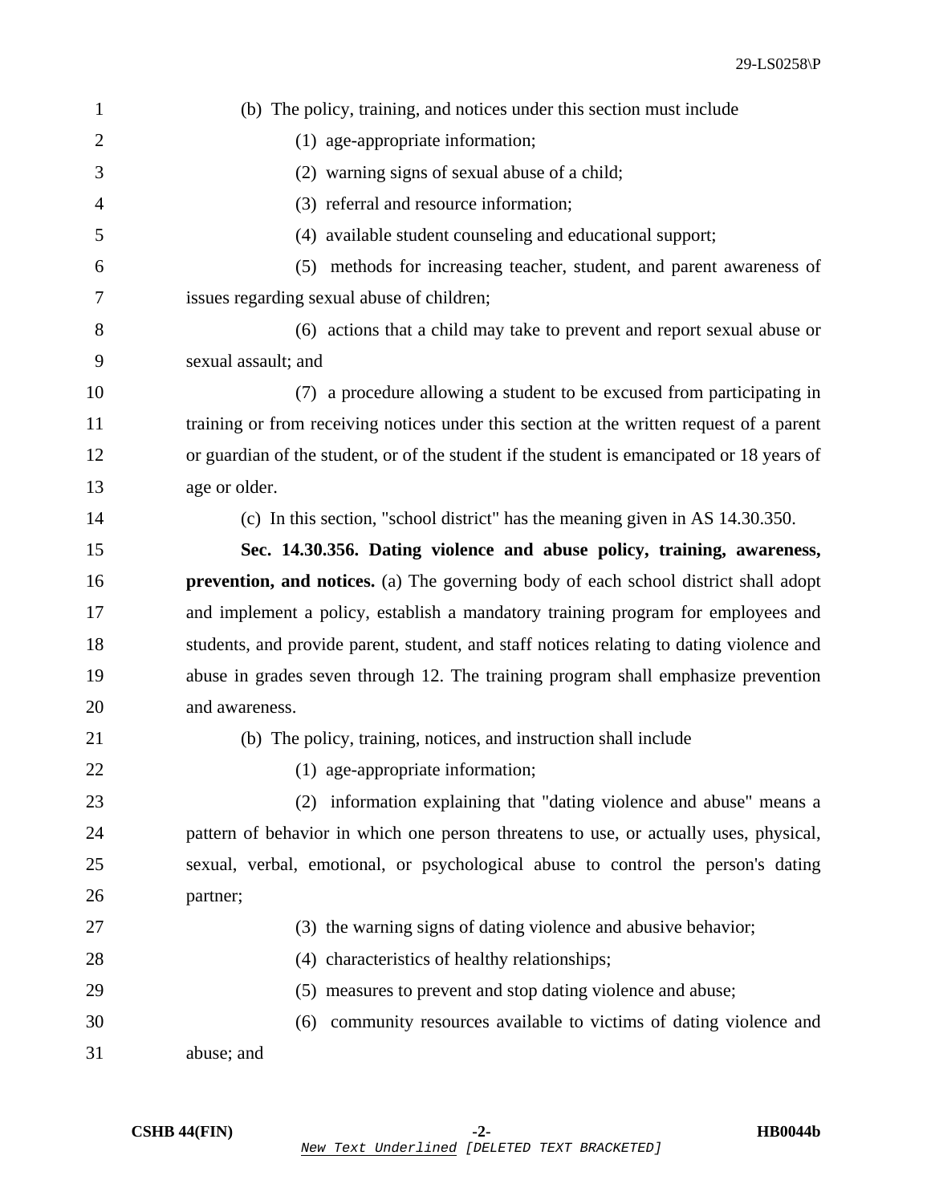(b) The policy, training, and notices under this section must include

(1) age-appropriate information;

(2) warning signs of sexual abuse of a child;

(3) referral and resource information;

(4) available student counseling and educational support;

(5) methods for increasing teacher, student, and parent awareness of issues regarding sexual abuse of children;

(6) actions that a child may take to prevent and report sexual abuse or sexual assault; and

(7) a procedure allowing a student to be excused from participating in training or from receiving notices under this section at the written request of a parent or guardian of the student, or of the student if the student is emancipated or 18 years of age or older.

(c) In this section, "school district" has the meaning given in AS 14.30.350.

**Sec. 14.30.356. Dating violence and abuse policy, training, awareness, prevention, and notices.** (a) The governing body of each school district shall adopt and implement a policy, establish a mandatory training program for employees and students, and provide parent, student, and staff notices relating to dating violence and abuse in grades seven through 12. The training program shall emphasize prevention and awareness.

(b) The policy, training, notices, and instruction shall include

(1) age-appropriate information;

(2) information explaining that "dating violence and abuse" means a pattern of behavior in which one person threatens to use, or actually uses, physical, sexual, verbal, emotional, or psychological abuse to control the person's dating partner;

(3) the warning signs of dating violence and abusive behavior;

(4) characteristics of healthy relationships;

(5) measures to prevent and stop dating violence and abuse;

(6) community resources available to victims of dating violence and abuse; and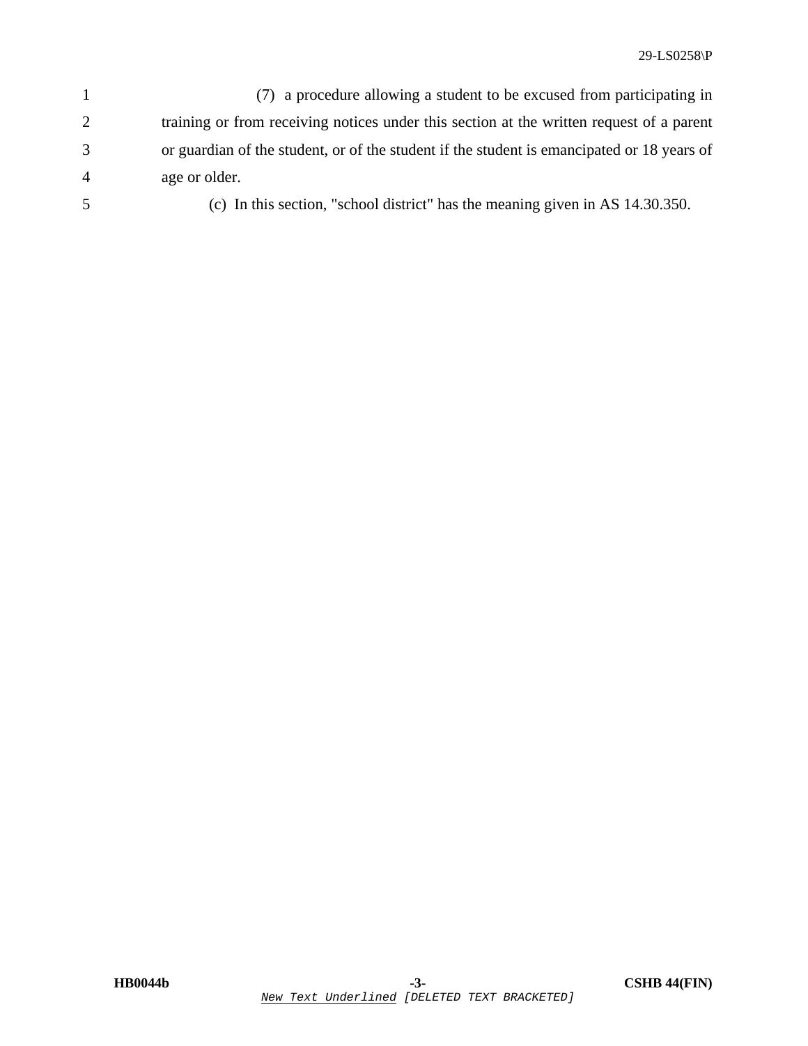(7) a procedure allowing a student to be excused from participating in training or from receiving notices under this section at the written request of a parent or guardian of the student, or of the student if the student is emancipated or 18 years of age or older.

(c) In this section, "school district" has the meaning given in AS 14.30.350.